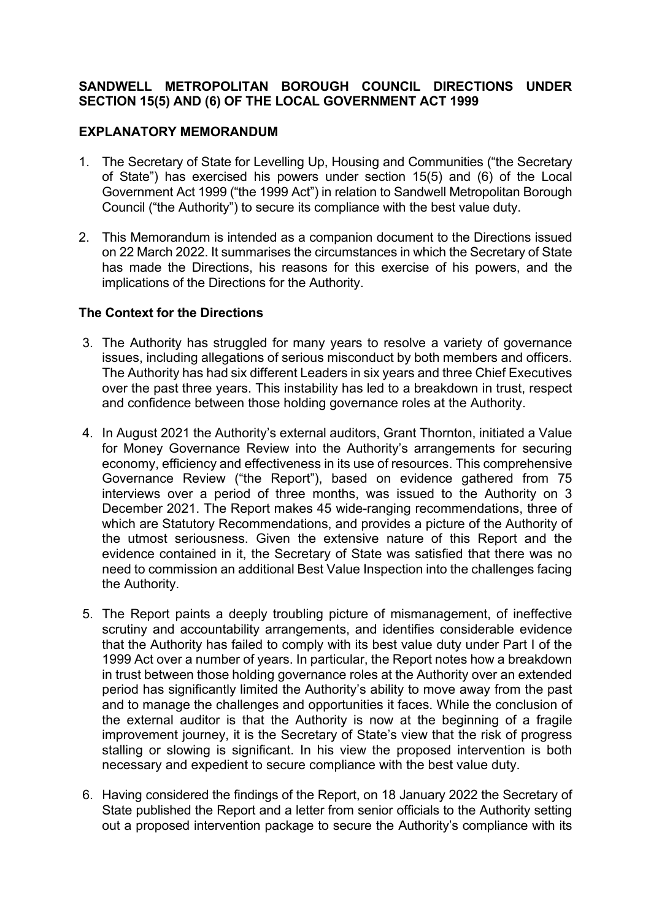**SANDWELL METROPOLITAN BOROUGH COUNCIL DIRECTIONS UNDER SECTION 15(5) AND (6) OF THE LOCAL GOVERNMENT ACT 1999**

**EXPLANATORY MEMORANDUM**

1. The Secretary of State for Levelling Up, Housing and Communities ("the Secretary of State") has exercised his powers under section 15(5) and (6) of the Local Government Act 1999 ("the 1999 Act") in relation to Sandwell Metropolitan Borough Council ("the Authority") to secure its compliance with the best value duty.

2. This Memorandum is intended as a companion document to the Directions issued on 22 March 2022. It summarises the circumstances in which the Secretary of State has made the Directions, his reasons for this exercise of his powers, and the implications of the Directions for the Authority.

**The Context for the Directions**

3. The Authority has struggled for many years to resolve a variety of governance issues, including allegations of serious misconduct by both members and officers. The Authority has had six different Leaders in six years and three Chief Executives over the past three years. This instability has led to a breakdown in trust, respect and confidence between those holding governance roles at the Authority.

4. In August 2021 the Authority's external auditors, Grant Thornton, initiated a Value for Money Governance Review into the Authority's arrangements for securing economy, efficiency and effectiveness in its use of resources. This comprehensive Governance Review ("the Report"), based on evidence gathered from 75 interviews over a period of three months, was issued to the Authority on 3 December 2021. The Report makes 45 wide-ranging recommendations, three of which are Statutory Recommendations, and provides a picture of the Authority of the utmost seriousness. Given the extensive nature of this Report and the evidence contained in it, the Secretary of State was satisfied that there was no need to commission an additional Best Value Inspection into the challenges facing the Authority.

5. The Report paints a deeply troubling picture of mismanagement, of ineffective scrutiny and accountability arrangements, and identifies considerable evidence that the Authority has failed to comply with its best value duty under Part I of the 1999 Act over a number of years. In particular, the Report notes how a breakdown in trust between those holding governance roles at the Authority over an extended period has significantly limited the Authority's ability to move away from the past and to manage the challenges and opportunities it faces. While the conclusion of the external auditor is that the Authority is now at the beginning of a fragile improvement journey, it is the Secretary of State's view that the risk of progress stalling or slowing is significant. In his view the proposed intervention is both necessary and expedient to secure compliance with the best value duty.

6. Having considered the findings of the Report, on 18 January 2022 the Secretary of State published the Report and a letter from senior officials to the Authority setting out a proposed intervention package to secure the Authority's compliance with its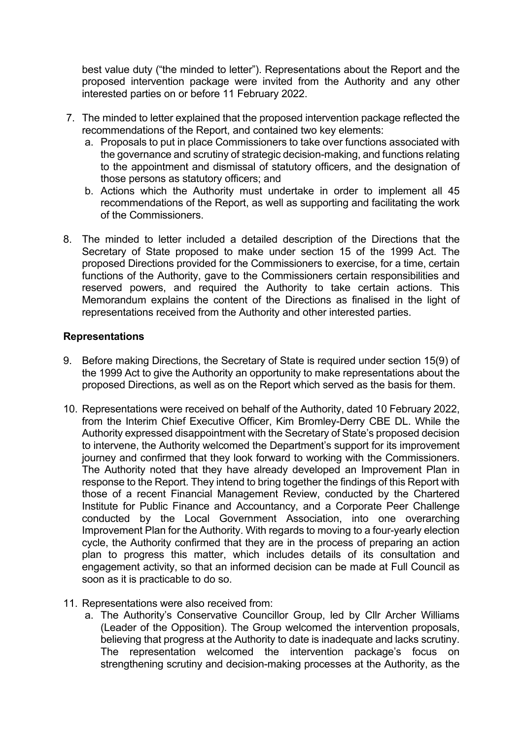best value duty ("the minded to letter"). Representations about the Report and the proposed intervention package were invited from the Authority and any other interested parties on or before 11 February 2022.

7. The minded to letter explained that the proposed intervention package reflected the recommendations of the Report, and contained two key elements:
   a. Proposals to put in place Commissioners to take over functions associated with the governance and scrutiny of strategic decision-making, and functions relating to the appointment and dismissal of statutory officers, and the designation of those persons as statutory officers; and
   b. Actions which the Authority must undertake in order to implement all 45 recommendations of the Report, as well as supporting and facilitating the work of the Commissioners.

8. The minded to letter included a detailed description of the Directions that the Secretary of State proposed to make under section 15 of the 1999 Act. The proposed Directions provided for the Commissioners to exercise, for a time, certain functions of the Authority, gave to the Commissioners certain responsibilities and reserved powers, and required the Authority to take certain actions. This Memorandum explains the content of the Directions as finalised in the light of representations received from the Authority and other interested parties.

## Representations

9. Before making Directions, the Secretary of State is required under section 15(9) of the 1999 Act to give the Authority an opportunity to make representations about the proposed Directions, as well as on the Report which served as the basis for them.

10. Representations were received on behalf of the Authority, dated 10 February 2022, from the Interim Chief Executive Officer, Kim Bromley-Derry CBE DL. While the Authority expressed disappointment with the Secretary of State's proposed decision to intervene, the Authority welcomed the Department's support for its improvement journey and confirmed that they look forward to working with the Commissioners. The Authority noted that they have already developed an Improvement Plan in response to the Report. They intend to bring together the findings of this Report with those of a recent Financial Management Review, conducted by the Chartered Institute for Public Finance and Accountancy, and a Corporate Peer Challenge conducted by the Local Government Association, into one overarching Improvement Plan for the Authority. With regards to moving to a four-yearly election cycle, the Authority confirmed that they are in the process of preparing an action plan to progress this matter, which includes details of its consultation and engagement activity, so that an informed decision can be made at Full Council as soon as it is practicable to do so.

11. Representations were also received from:
    a. The Authority's Conservative Councillor Group, led by Cllr Archer Williams (Leader of the Opposition). The Group welcomed the intervention proposals, believing that progress at the Authority to date is inadequate and lacks scrutiny. The representation welcomed the intervention package's focus on strengthening scrutiny and decision-making processes at the Authority, as the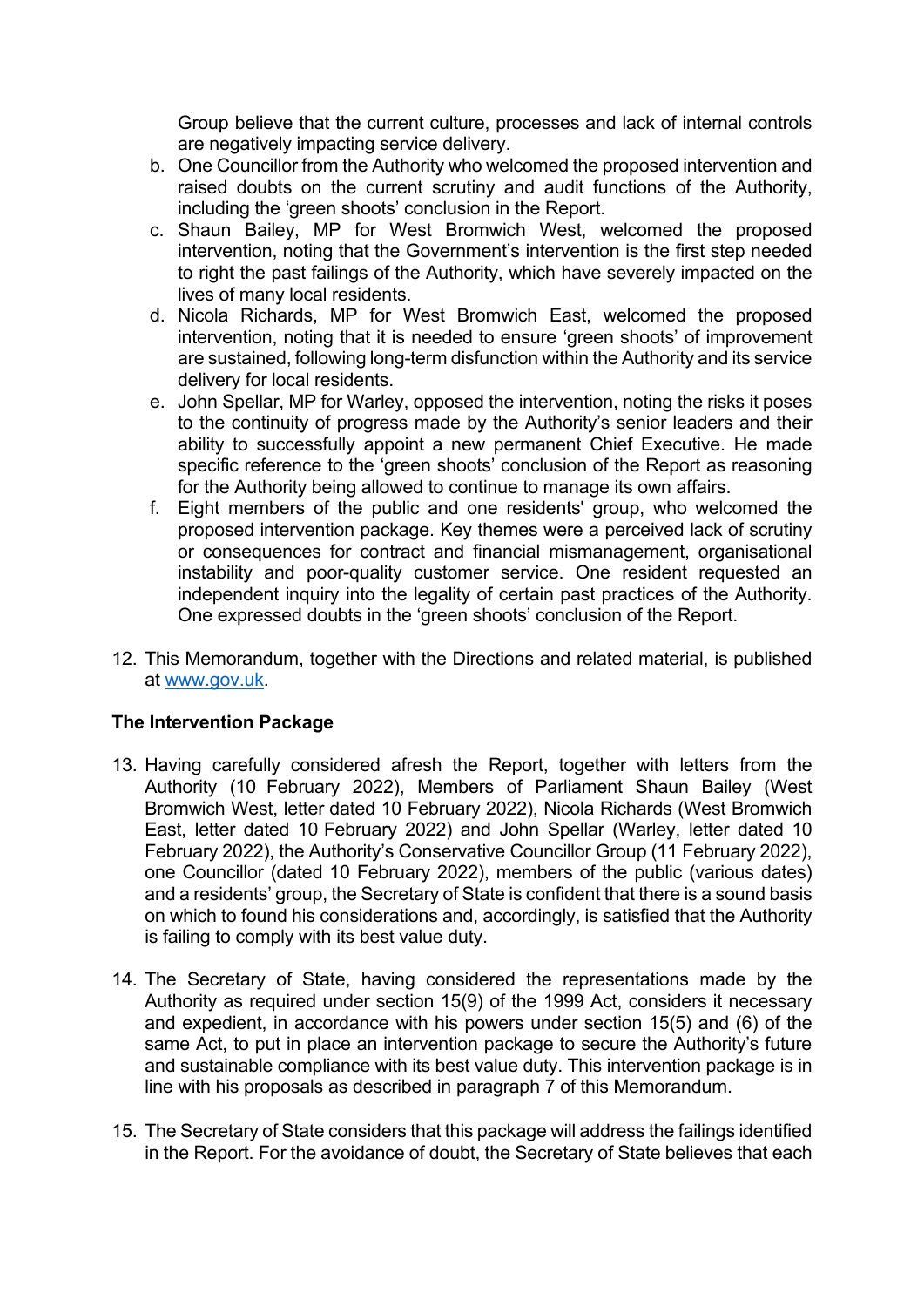Group believe that the current culture, processes and lack of internal controls are negatively impacting service delivery.

b. One Councillor from the Authority who welcomed the proposed intervention and raised doubts on the current scrutiny and audit functions of the Authority, including the 'green shoots' conclusion in the Report.
c. Shaun Bailey, MP for West Bromwich West, welcomed the proposed intervention, noting that the Government's intervention is the first step needed to right the past failings of the Authority, which have severely impacted on the lives of many local residents.
d. Nicola Richards, MP for West Bromwich East, welcomed the proposed intervention, noting that it is needed to ensure 'green shoots' of improvement are sustained, following long-term disfunction within the Authority and its service delivery for local residents.
e. John Spellar, MP for Warley, opposed the intervention, noting the risks it poses to the continuity of progress made by the Authority's senior leaders and their ability to successfully appoint a new permanent Chief Executive. He made specific reference to the 'green shoots' conclusion of the Report as reasoning for the Authority being allowed to continue to manage its own affairs.
f. Eight members of the public and one residents' group, who welcomed the proposed intervention package. Key themes were a perceived lack of scrutiny or consequences for contract and financial mismanagement, organisational instability and poor-quality customer service. One resident requested an independent inquiry into the legality of certain past practices of the Authority. One expressed doubts in the 'green shoots' conclusion of the Report.

12. This Memorandum, together with the Directions and related material, is published at [www.gov.uk](www.gov.uk).

**The Intervention Package**

13. Having carefully considered afresh the Report, together with letters from the Authority (10 February 2022), Members of Parliament Shaun Bailey (West Bromwich West, letter dated 10 February 2022), Nicola Richards (West Bromwich East, letter dated 10 February 2022) and John Spellar (Warley, letter dated 10 February 2022), the Authority's Conservative Councillor Group (11 February 2022), one Councillor (dated 10 February 2022), members of the public (various dates) and a residents' group, the Secretary of State is confident that there is a sound basis on which to found his considerations and, accordingly, is satisfied that the Authority is failing to comply with its best value duty.

14. The Secretary of State, having considered the representations made by the Authority as required under section 15(9) of the 1999 Act, considers it necessary and expedient, in accordance with his powers under section 15(5) and (6) of the same Act, to put in place an intervention package to secure the Authority's future and sustainable compliance with its best value duty. This intervention package is in line with his proposals as described in paragraph 7 of this Memorandum.

15. The Secretary of State considers that this package will address the failings identified in the Report. For the avoidance of doubt, the Secretary of State believes that each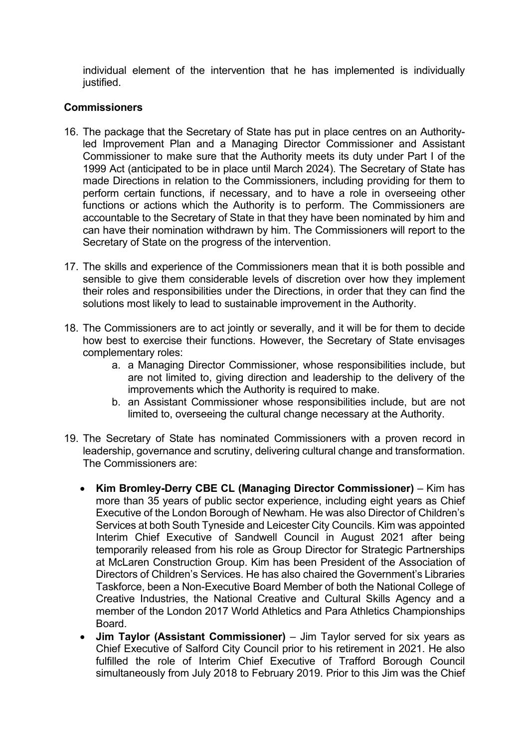individual element of the intervention that he has implemented is individually justified.

**Commissioners**

16. The package that the Secretary of State has put in place centres on an Authority-led Improvement Plan and a Managing Director Commissioner and Assistant Commissioner to make sure that the Authority meets its duty under Part I of the 1999 Act (anticipated to be in place until March 2024). The Secretary of State has made Directions in relation to the Commissioners, including providing for them to perform certain functions, if necessary, and to have a role in overseeing other functions or actions which the Authority is to perform. The Commissioners are accountable to the Secretary of State in that they have been nominated by him and can have their nomination withdrawn by him. The Commissioners will report to the Secretary of State on the progress of the intervention.

17. The skills and experience of the Commissioners mean that it is both possible and sensible to give them considerable levels of discretion over how they implement their roles and responsibilities under the Directions, in order that they can find the solutions most likely to lead to sustainable improvement in the Authority.

18. The Commissioners are to act jointly or severally, and it will be for them to decide how best to exercise their functions. However, the Secretary of State envisages complementary roles:
    a. a Managing Director Commissioner, whose responsibilities include, but are not limited to, giving direction and leadership to the delivery of the improvements which the Authority is required to make.
    b. an Assistant Commissioner whose responsibilities include, but are not limited to, overseeing the cultural change necessary at the Authority.

19. The Secretary of State has nominated Commissioners with a proven record in leadership, governance and scrutiny, delivering cultural change and transformation. The Commissioners are:

    - **Kim Bromley-Derry CBE CL (Managing Director Commissioner)** – Kim has more than 35 years of public sector experience, including eight years as Chief Executive of the London Borough of Newham. He was also Director of Children's Services at both South Tyneside and Leicester City Councils. Kim was appointed Interim Chief Executive of Sandwell Council in August 2021 after being temporarily released from his role as Group Director for Strategic Partnerships at McLaren Construction Group. Kim has been President of the Association of Directors of Children's Services. He has also chaired the Government's Libraries Taskforce, been a Non-Executive Board Member of both the National College of Creative Industries, the National Creative and Cultural Skills Agency and a member of the London 2017 World Athletics and Para Athletics Championships Board.
    - **Jim Taylor (Assistant Commissioner)** – Jim Taylor served for six years as Chief Executive of Salford City Council prior to his retirement in 2021. He also fulfilled the role of Interim Chief Executive of Trafford Borough Council simultaneously from July 2018 to February 2019. Prior to this Jim was the Chief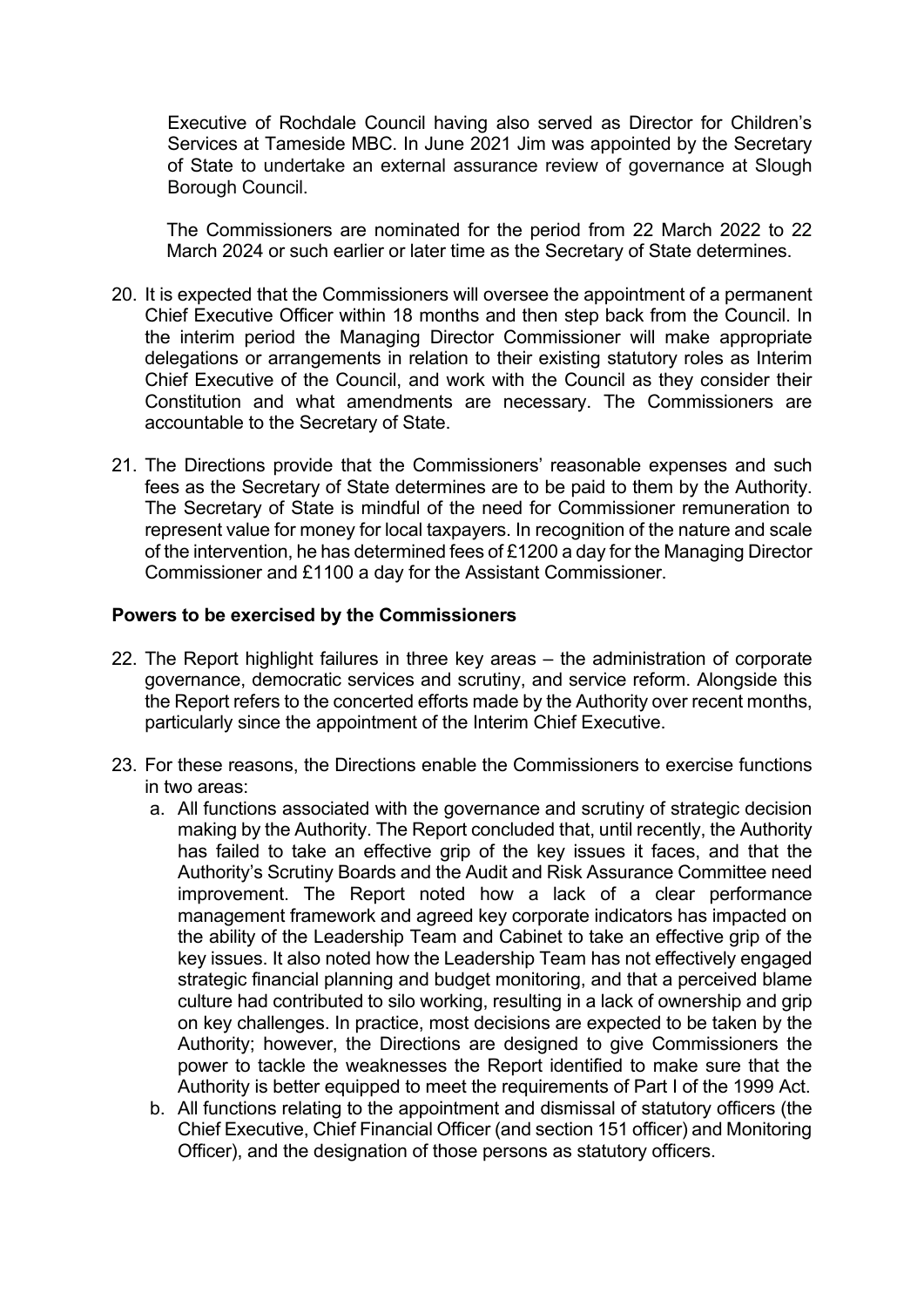Executive of Rochdale Council having also served as Director for Children's Services at Tameside MBC. In June 2021 Jim was appointed by the Secretary of State to undertake an external assurance review of governance at Slough Borough Council.

The Commissioners are nominated for the period from 22 March 2022 to 22 March 2024 or such earlier or later time as the Secretary of State determines.

20. It is expected that the Commissioners will oversee the appointment of a permanent Chief Executive Officer within 18 months and then step back from the Council. In the interim period the Managing Director Commissioner will make appropriate delegations or arrangements in relation to their existing statutory roles as Interim Chief Executive of the Council, and work with the Council as they consider their Constitution and what amendments are necessary. The Commissioners are accountable to the Secretary of State.

21. The Directions provide that the Commissioners' reasonable expenses and such fees as the Secretary of State determines are to be paid to them by the Authority. The Secretary of State is mindful of the need for Commissioner remuneration to represent value for money for local taxpayers. In recognition of the nature and scale of the intervention, he has determined fees of £1200 a day for the Managing Director Commissioner and £1100 a day for the Assistant Commissioner.

**Powers to be exercised by the Commissioners**

22. The Report highlight failures in three key areas – the administration of corporate governance, democratic services and scrutiny, and service reform. Alongside this the Report refers to the concerted efforts made by the Authority over recent months, particularly since the appointment of the Interim Chief Executive.

23. For these reasons, the Directions enable the Commissioners to exercise functions in two areas:
    a. All functions associated with the governance and scrutiny of strategic decision making by the Authority. The Report concluded that, until recently, the Authority has failed to take an effective grip of the key issues it faces, and that the Authority's Scrutiny Boards and the Audit and Risk Assurance Committee need improvement. The Report noted how a lack of a clear performance management framework and agreed key corporate indicators has impacted on the ability of the Leadership Team and Cabinet to take an effective grip of the key issues. It also noted how the Leadership Team has not effectively engaged strategic financial planning and budget monitoring, and that a perceived blame culture had contributed to silo working, resulting in a lack of ownership and grip on key challenges. In practice, most decisions are expected to be taken by the Authority; however, the Directions are designed to give Commissioners the power to tackle the weaknesses the Report identified to make sure that the Authority is better equipped to meet the requirements of Part I of the 1999 Act.
    b. All functions relating to the appointment and dismissal of statutory officers (the Chief Executive, Chief Financial Officer (and section 151 officer) and Monitoring Officer), and the designation of those persons as statutory officers.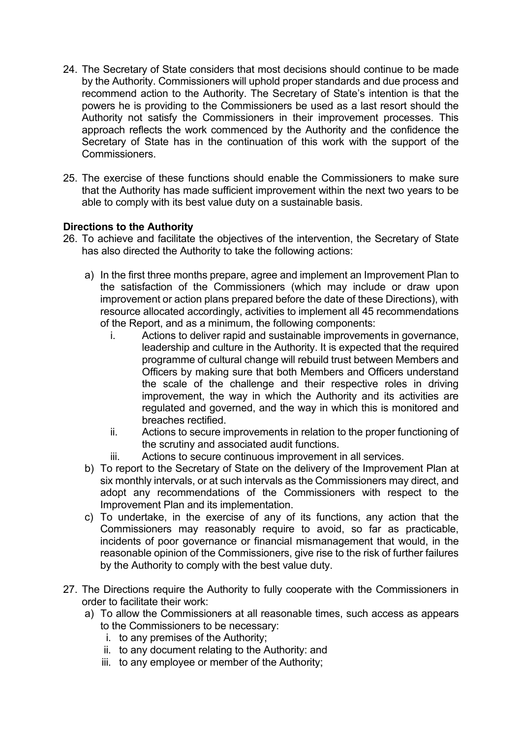24. The Secretary of State considers that most decisions should continue to be made by the Authority. Commissioners will uphold proper standards and due process and recommend action to the Authority. The Secretary of State's intention is that the powers he is providing to the Commissioners be used as a last resort should the Authority not satisfy the Commissioners in their improvement processes. This approach reflects the work commenced by the Authority and the confidence the Secretary of State has in the continuation of this work with the support of the Commissioners.

25. The exercise of these functions should enable the Commissioners to make sure that the Authority has made sufficient improvement within the next two years to be able to comply with its best value duty on a sustainable basis.

**Directions to the Authority**

26. To achieve and facilitate the objectives of the intervention, the Secretary of State has also directed the Authority to take the following actions:

    a) In the first three months prepare, agree and implement an Improvement Plan to the satisfaction of the Commissioners (which may include or draw upon improvement or action plans prepared before the date of these Directions), with resource allocated accordingly, activities to implement all 45 recommendations of the Report, and as a minimum, the following components:
        i. Actions to deliver rapid and sustainable improvements in governance, leadership and culture in the Authority. It is expected that the required programme of cultural change will rebuild trust between Members and Officers by making sure that both Members and Officers understand the scale of the challenge and their respective roles in driving improvement, the way in which the Authority and its activities are regulated and governed, and the way in which this is monitored and breaches rectified.
        ii. Actions to secure improvements in relation to the proper functioning of the scrutiny and associated audit functions.
        iii. Actions to secure continuous improvement in all services.
    b) To report to the Secretary of State on the delivery of the Improvement Plan at six monthly intervals, or at such intervals as the Commissioners may direct, and adopt any recommendations of the Commissioners with respect to the Improvement Plan and its implementation.
    c) To undertake, in the exercise of any of its functions, any action that the Commissioners may reasonably require to avoid, so far as practicable, incidents of poor governance or financial mismanagement that would, in the reasonable opinion of the Commissioners, give rise to the risk of further failures by the Authority to comply with the best value duty.

27. The Directions require the Authority to fully cooperate with the Commissioners in order to facilitate their work:
    a) To allow the Commissioners at all reasonable times, such access as appears to the Commissioners to be necessary:
        i. to any premises of the Authority;
        ii. to any document relating to the Authority: and
        iii. to any employee or member of the Authority;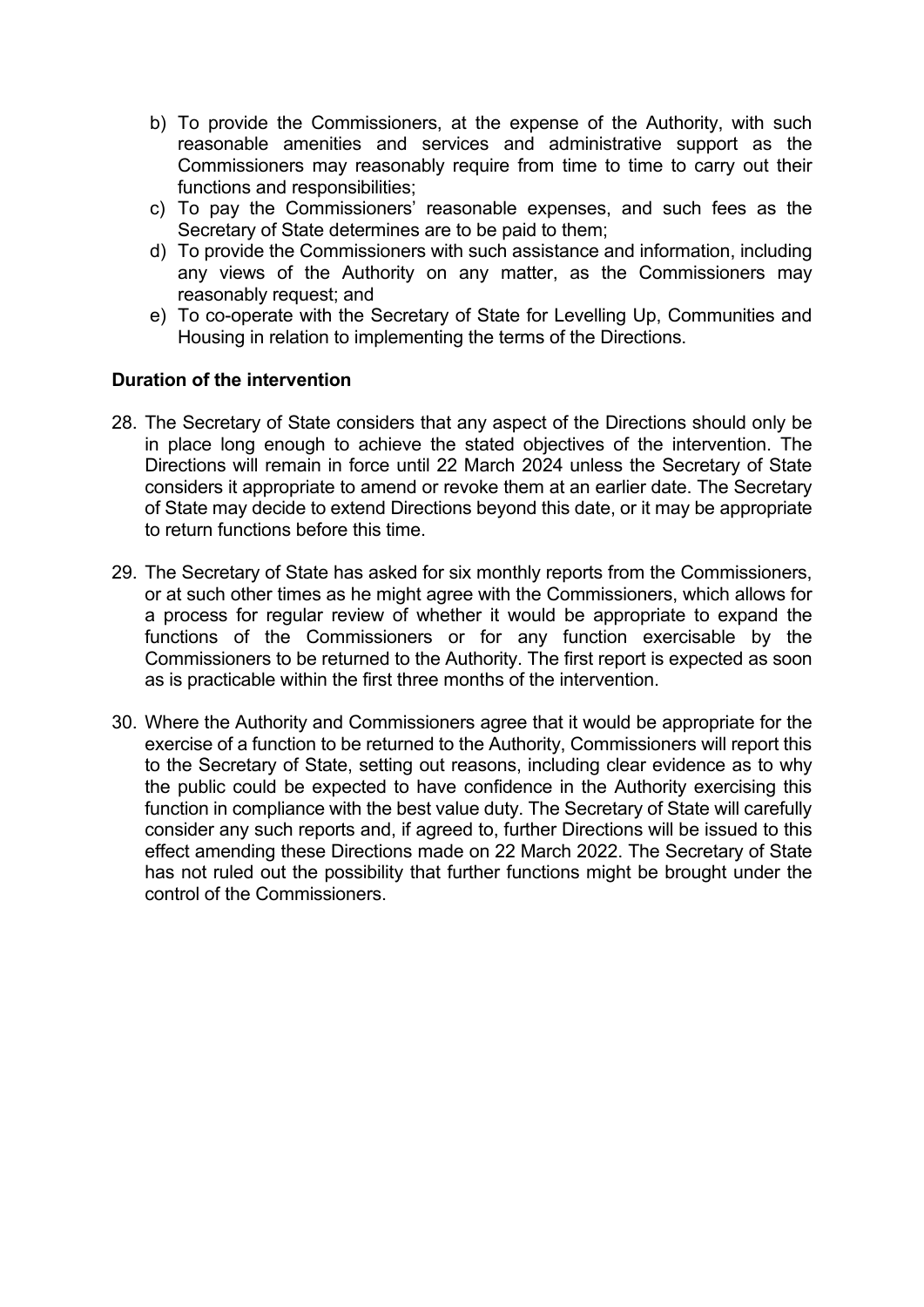b) To provide the Commissioners, at the expense of the Authority, with such reasonable amenities and services and administrative support as the Commissioners may reasonably require from time to time to carry out their functions and responsibilities;
c) To pay the Commissioners' reasonable expenses, and such fees as the Secretary of State determines are to be paid to them;
d) To provide the Commissioners with such assistance and information, including any views of the Authority on any matter, as the Commissioners may reasonably request; and
e) To co-operate with the Secretary of State for Levelling Up, Communities and Housing in relation to implementing the terms of the Directions.

**Duration of the intervention**

28. The Secretary of State considers that any aspect of the Directions should only be in place long enough to achieve the stated objectives of the intervention. The Directions will remain in force until 22 March 2024 unless the Secretary of State considers it appropriate to amend or revoke them at an earlier date. The Secretary of State may decide to extend Directions beyond this date, or it may be appropriate to return functions before this time.

29. The Secretary of State has asked for six monthly reports from the Commissioners, or at such other times as he might agree with the Commissioners, which allows for a process for regular review of whether it would be appropriate to expand the functions of the Commissioners or for any function exercisable by the Commissioners to be returned to the Authority. The first report is expected as soon as is practicable within the first three months of the intervention.

30. Where the Authority and Commissioners agree that it would be appropriate for the exercise of a function to be returned to the Authority, Commissioners will report this to the Secretary of State, setting out reasons, including clear evidence as to why the public could be expected to have confidence in the Authority exercising this function in compliance with the best value duty. The Secretary of State will carefully consider any such reports and, if agreed to, further Directions will be issued to this effect amending these Directions made on 22 March 2022. The Secretary of State has not ruled out the possibility that further functions might be brought under the control of the Commissioners.